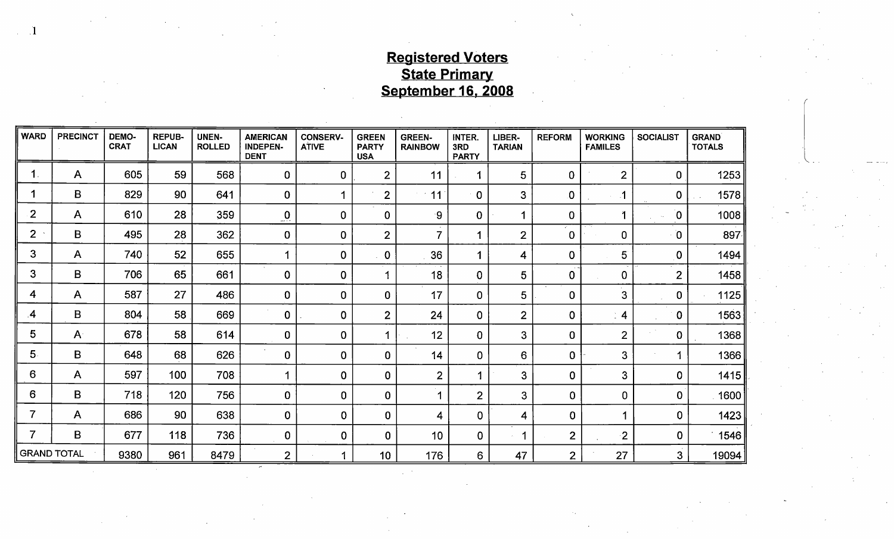## Registered Voters
## State Primary
## September 16, 2008

| WARD | PRECINCT | DEMO-CRAT | REPUB-LICAN | UNEN-ROLLED | AMERICAN INDEPEN-DENT | CONSERV-ATIVE | GREEN PARTY USA | GREEN-RAINBOW | INTER. 3RD PARTY | LIBER-TARIAN | REFORM | WORKING FAMILES | SOCIALIST | GRAND TOTALS |
|---|---|---|---|---|---|---|---|---|---|---|---|---|---|---|
| 1 | A | 605 | 59 | 568 | 0 | 0 | 2 | 11 | 1 | 5 | 0 | 2 | 0 | 1253 |
| 1 | B | 829 | 90 | 641 | 0 | 1 | 2 | 11 | 0 | 3 | 0 | 1 | 0 | 1578 |
| 2 | A | 610 | 28 | 359 | 0 | 0 | 0 | 9 | 0 | 1 | 0 | 1 | 0 | 1008 |
| 2 | B | 495 | 28 | 362 | 0 | 0 | 2 | 7 | 1 | 2 | 0 | 0 | 0 | 897 |
| 3 | A | 740 | 52 | 655 | 1 | 0 | 0 | 36 | 1 | 4 | 0 | 5 | 0 | 1494 |
| 3 | B | 706 | 65 | 661 | 0 | 0 | 1 | 18 | 0 | 5 | 0 | 0 | 2 | 1458 |
| 4 | A | 587 | 27 | 486 | 0 | 0 | 0 | 17 | 0 | 5 | 0 | 3 | 0 | 1125 |
| 4 | B | 804 | 58 | 669 | 0 | 0 | 2 | 24 | 0 | 2 | 0 | 4 | 0 | 1563 |
| 5 | A | 678 | 58 | 614 | 0 | 0 | 1 | 12 | 0 | 3 | 0 | 2 | 0 | 1368 |
| 5 | B | 648 | 68 | 626 | 0 | 0 | 0 | 14 | 0 | 6 | 0 | 3 | 1 | 1366 |
| 6 | A | 597 | 100 | 708 | 1 | 0 | 0 | 2 | 1 | 3 | 0 | 3 | 0 | 1415 |
| 6 | B | 718 | 120 | 756 | 0 | 0 | 0 | 1 | 2 | 3 | 0 | 0 | 0 | 1600 |
| 7 | A | 686 | 90 | 638 | 0 | 0 | 0 | 4 | 0 | 4 | 0 | 1 | 0 | 1423 |
| 7 | B | 677 | 118 | 736 | 0 | 0 | 0 | 10 | 0 | 1 | 2 | 2 | 0 | 1546 |
| GRAND TOTAL | | 9380 | 961 | 8479 | 2 | 1 | 10 | 176 | 6 | 47 | 2 | 27 | 3 | 19094 |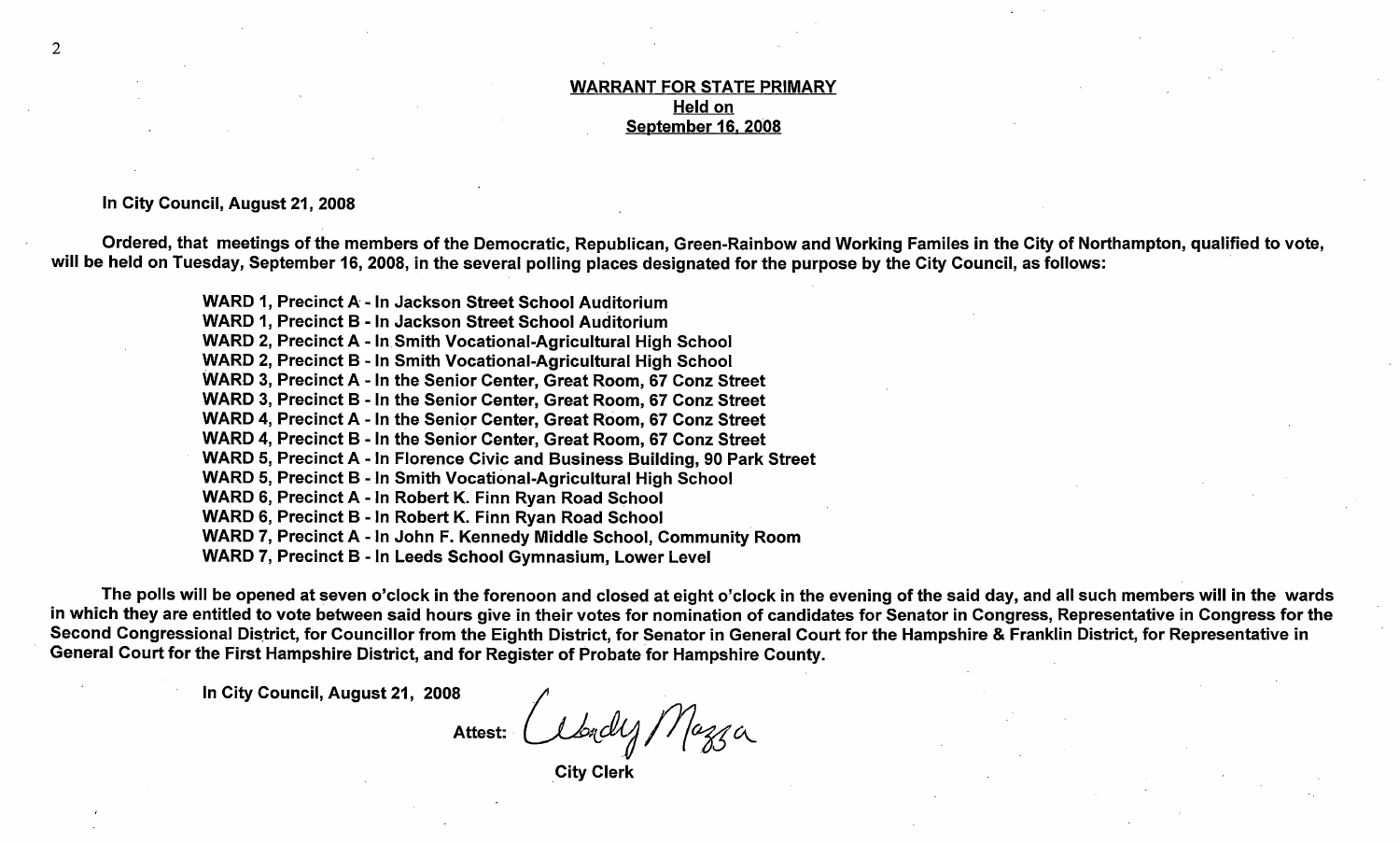**WARRANT FOR STATE PRIMARY**
**Held on**
**September 16, 2008**

**In City Council, August 21, 2008**

**Ordered, that meetings of the members of the Democratic, Republican, Green-Rainbow and Working Familes in the City of Northampton, qualified to vote, will be held on Tuesday, September 16, 2008, in the several polling places designated for the purpose by the City Council, as follows:**

**WARD 1, Precinct A - In Jackson Street School Auditorium**
**WARD 1, Precinct B - In Jackson Street School Auditorium**
**WARD 2, Precinct A - In Smith Vocational-Agricultural High School**
**WARD 2, Precinct B - In Smith Vocational-Agricultural High School**
**WARD 3, Precinct A - In the Senior Center, Great Room, 67 Conz Street**
**WARD 3, Precinct B - In the Senior Center, Great Room, 67 Conz Street**
**WARD 4, Precinct A - In the Senior Center, Great Room, 67 Conz Street**
**WARD 4, Precinct B - In the Senior Center, Great Room, 67 Conz Street**
**WARD 5, Precinct A - In Florence Civic and Business Building, 90 Park Street**
**WARD 5, Precinct B - In Smith Vocational-Agricultural High School**
**WARD 6, Precinct A - In Robert K. Finn Ryan Road School**
**WARD 6, Precinct B - In Robert K. Finn Ryan Road School**
**WARD 7, Precinct A - In John F. Kennedy Middle School, Community Room**
**WARD 7, Precinct B - In Leeds School Gymnasium, Lower Level**

**The polls will be opened at seven o'clock in the forenoon and closed at eight o'clock in the evening of the said day, and all such members will in the wards in which they are entitled to vote between said hours give in their votes for nomination of candidates for Senator in Congress, Representative in Congress for the Second Congressional District, for Councillor from the Eighth District, for Senator in General Court for the Hampshire & Franklin District, for Representative in General Court for the First Hampshire District, and for Register of Probate for Hampshire County.**

**In City Council, August 21, 2008**

**Attest:** Wendy Mazza
**City Clerk**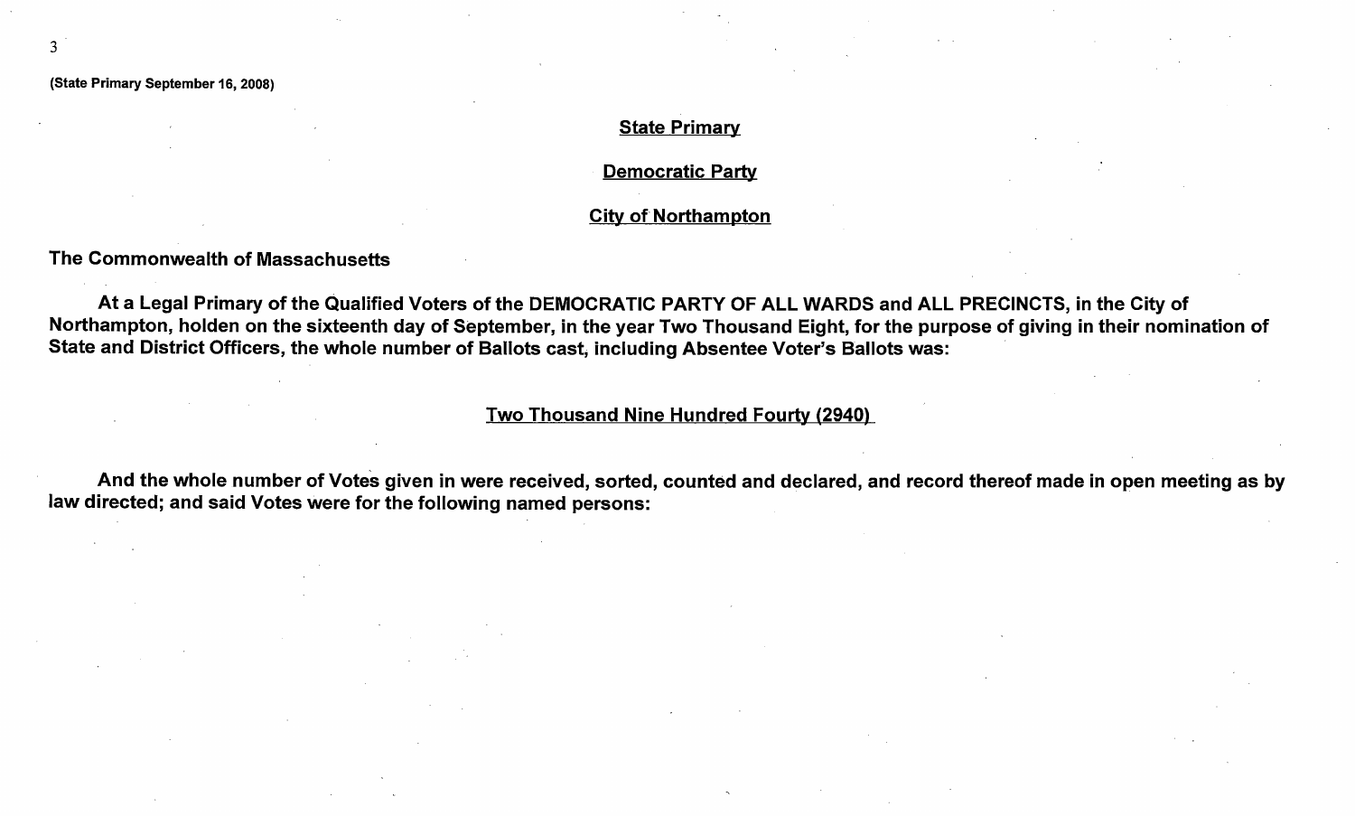(State Primary September 16, 2008)

## State Primary

## Democratic Party

## City of Northampton

**The Commonwealth of Massachusetts**

**At a Legal Primary of the Qualified Voters of the DEMOCRATIC PARTY OF ALL WARDS and ALL PRECINCTS, in the City of Northampton, holden on the sixteenth day of September, in the year Two Thousand Eight, for the purpose of giving in their nomination of State and District Officers, the whole number of Ballots cast, including Absentee Voter's Ballots was:**

**Two Thousand Nine Hundred Fourty (2940)**

**And the whole number of Votes given in were received, sorted, counted and declared, and record thereof made in open meeting as by law directed; and said Votes were for the following named persons:**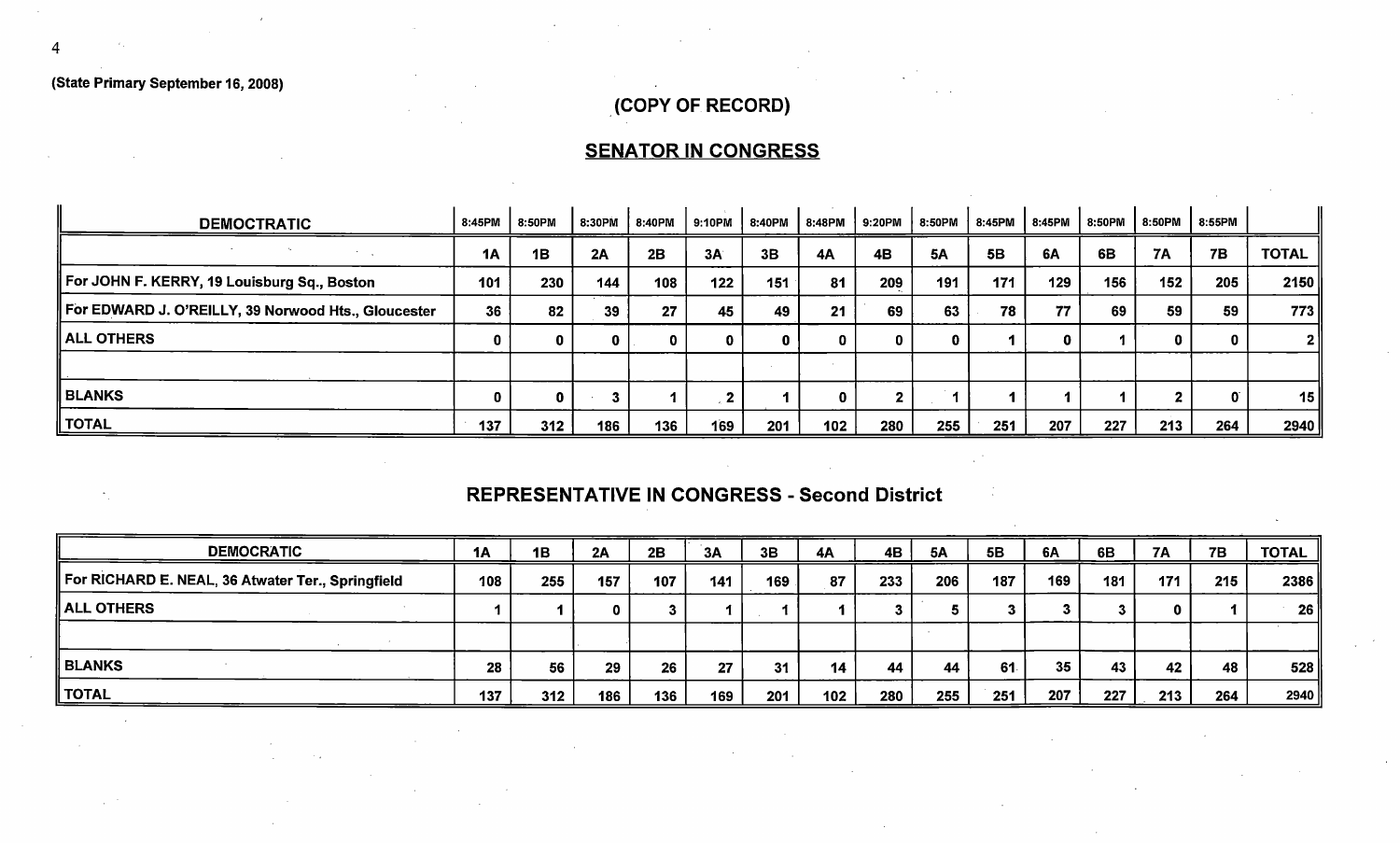(State Primary September 16, 2008)

## (COPY OF RECORD)

## SENATOR IN CONGRESS

| DEMOCTRATIC | 8:45PM | 8:50PM | 8:30PM | 8:40PM | 9:10PM | 8:40PM | 8:48PM | 9:20PM | 8:50PM | 8:45PM | 8:45PM | 8:50PM | 8:50PM | 8:55PM | |
|---|---|---|---|---|---|---|---|---|---|---|---|---|---|---|---|
| | 1A | 1B | 2A | 2B | 3A | 3B | 4A | 4B | 5A | 5B | 6A | 6B | 7A | 7B | TOTAL |
| For JOHN F. KERRY, 19 Louisburg Sq., Boston | 101 | 230 | 144 | 108 | 122 | 151 | 81 | 209 | 191 | 171 | 129 | 156 | 152 | 205 | 2150 |
| For EDWARD J. O'REILLY, 39 Norwood Hts., Gloucester | 36 | 82 | 39 | 27 | 45 | 49 | 21 | 69 | 63 | 78 | 77 | 69 | 59 | 59 | 773 |
| ALL OTHERS | 0 | 0 | 0 | 0 | 0 | 0 | 0 | 0 | 0 | 1 | 0 | 1 | 0 | 0 | 2 |
| | | | | | | | | | | | | | | | |
| BLANKS | 0 | 0 | 3 | 1 | 2 | 1 | 0 | 2 | 1 | 1 | 1 | 1 | 2 | 0 | 15 |
| TOTAL | 137 | 312 | 186 | 136 | 169 | 201 | 102 | 280 | 255 | 251 | 207 | 227 | 213 | 264 | 2940 |

## REPRESENTATIVE IN CONGRESS - Second District

| DEMOCRATIC | 1A | 1B | 2A | 2B | 3A | 3B | 4A | 4B | 5A | 5B | 6A | 6B | 7A | 7B | TOTAL |
|---|---|---|---|---|---|---|---|---|---|---|---|---|---|---|---|
| For RICHARD E. NEAL, 36 Atwater Ter., Springfield | 108 | 255 | 157 | 107 | 141 | 169 | 87 | 233 | 206 | 187 | 169 | 181 | 171 | 215 | 2386 |
| ALL OTHERS | 1 | 1 | 0 | 3 | 1 | 1 | 1 | 3 | 5 | 3 | 3 | 3 | 0 | 1 | 26 |
| | | | | | | | | | | | | | | | |
| BLANKS | 28 | 56 | 29 | 26 | 27 | 31 | 14 | 44 | 44 | 61 | 35 | 43 | 42 | 48 | 528 |
| TOTAL | 137 | 312 | 186 | 136 | 169 | 201 | 102 | 280 | 255 | 251 | 207 | 227 | 213 | 264 | 2940 |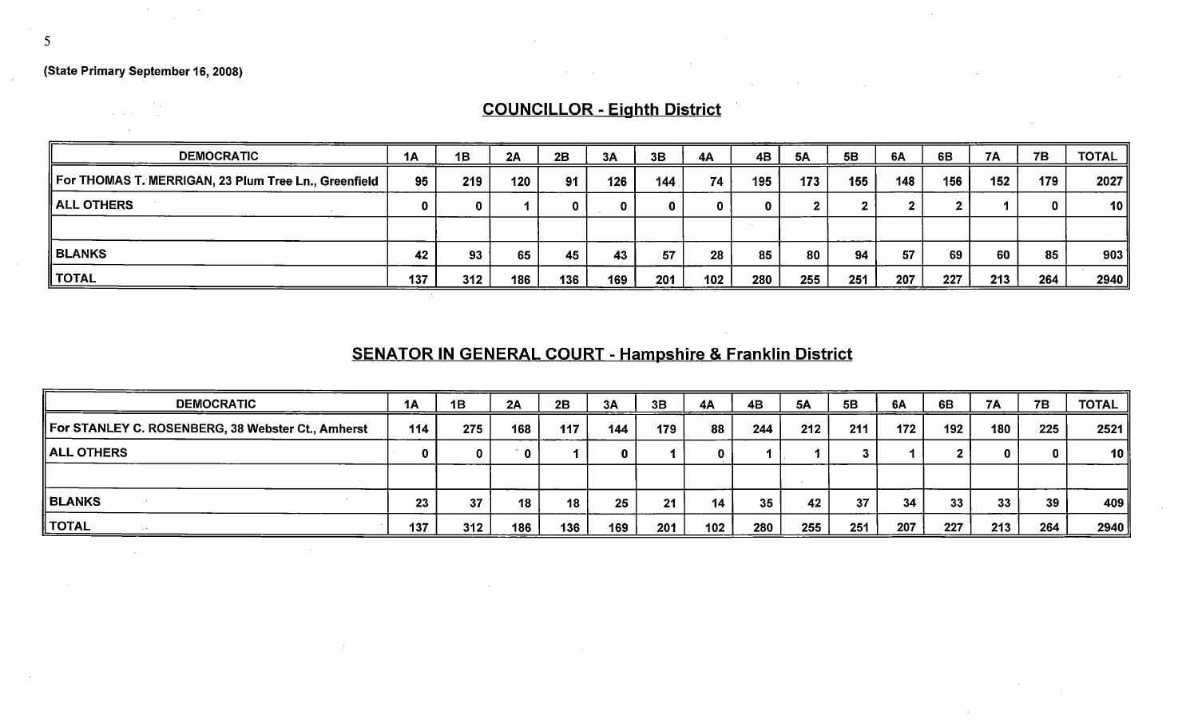(State Primary September 16, 2008)

## COUNCILLOR - Eighth District

| DEMOCRATIC | 1A | 1B | 2A | 2B | 3A | 3B | 4A | 4B | 5A | 5B | 6A | 6B | 7A | 7B | TOTAL |
|---|---|---|---|---|---|---|---|---|---|---|---|---|---|---|---|
| For THOMAS T. MERRIGAN, 23 Plum Tree Ln., Greenfield | 95 | 219 | 120 | 91 | 126 | 144 | 74 | 195 | 173 | 155 | 148 | 156 | 152 | 179 | 2027 |
| ALL OTHERS | 0 | 0 | 1 | 0 | 0 | 0 | 0 | 0 | 2 | 2 | 2 | 2 | 1 | 0 | 10 |
| | | | | | | | | | | | | | | | |
| BLANKS | 42 | 93 | 65 | 45 | 43 | 57 | 28 | 85 | 80 | 94 | 57 | 69 | 60 | 85 | 903 |
| TOTAL | 137 | 312 | 186 | 136 | 169 | 201 | 102 | 280 | 255 | 251 | 207 | 227 | 213 | 264 | 2940 |

## SENATOR IN GENERAL COURT - Hampshire & Franklin District

| DEMOCRATIC | 1A | 1B | 2A | 2B | 3A | 3B | 4A | 4B | 5A | 5B | 6A | 6B | 7A | 7B | TOTAL |
|---|---|---|---|---|---|---|---|---|---|---|---|---|---|---|---|
| For STANLEY C. ROSENBERG, 38 Webster Ct., Amherst | 114 | 275 | 168 | 117 | 144 | 179 | 88 | 244 | 212 | 211 | 172 | 192 | 180 | 225 | 2521 |
| ALL OTHERS | 0 | 0 | 0 | 1 | 0 | 1 | 0 | 1 | 1 | 3 | 1 | 2 | 0 | 0 | 10 |
| | | | | | | | | | | | | | | | |
| BLANKS | 23 | 37 | 18 | 18 | 25 | 21 | 14 | 35 | 42 | 37 | 34 | 33 | 33 | 39 | 409 |
| TOTAL | 137 | 312 | 186 | 136 | 169 | 201 | 102 | 280 | 255 | 251 | 207 | 227 | 213 | 264 | 2940 |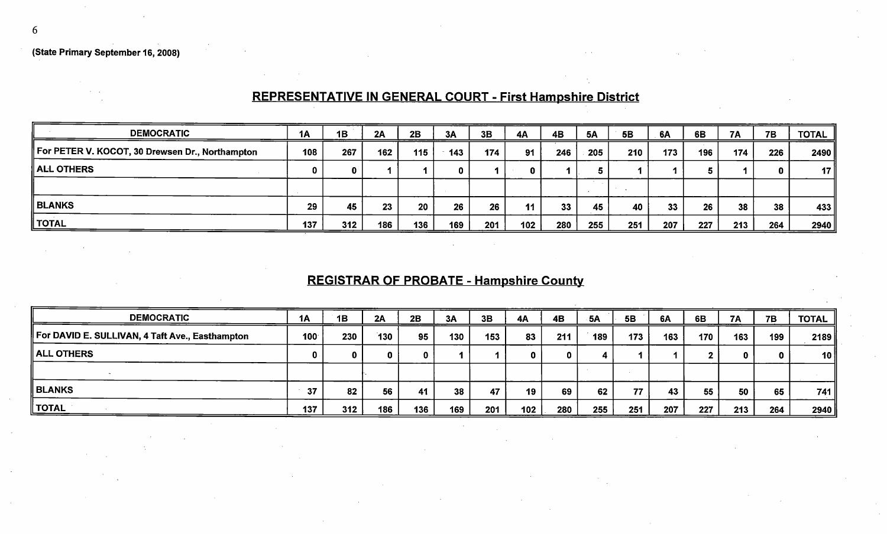(State Primary September 16, 2008)

## REPRESENTATIVE IN GENERAL COURT - First Hampshire District

| DEMOCRATIC | 1A | 1B | 2A | 2B | 3A | 3B | 4A | 4B | 5A | 5B | 6A | 6B | 7A | 7B | TOTAL |
|---|---|---|---|---|---|---|---|---|---|---|---|---|---|---|---|
| For PETER V. KOCOT, 30 Drewsen Dr., Northampton | 108 | 267 | 162 | 115 | 143 | 174 | 91 | 246 | 205 | 210 | 173 | 196 | 174 | 226 | 2490 |
| ALL OTHERS | 0 | 0 | 1 | 1 | 0 | 1 | 0 | 1 | 5 | 1 | 1 | 5 | 1 | 0 | 17 |
| | | | | | | | | | | | | | | | |
| BLANKS | 29 | 45 | 23 | 20 | 26 | 26 | 11 | 33 | 45 | 40 | 33 | 26 | 38 | 38 | 433 |
| TOTAL | 137 | 312 | 186 | 136 | 169 | 201 | 102 | 280 | 255 | 251 | 207 | 227 | 213 | 264 | 2940 |

## REGISTRAR OF PROBATE - Hampshire County

| DEMOCRATIC | 1A | 1B | 2A | 2B | 3A | 3B | 4A | 4B | 5A | 5B | 6A | 6B | 7A | 7B | TOTAL |
|---|---|---|---|---|---|---|---|---|---|---|---|---|---|---|---|
| For DAVID E. SULLIVAN, 4 Taft Ave., Easthampton | 100 | 230 | 130 | 95 | 130 | 153 | 83 | 211 | 189 | 173 | 163 | 170 | 163 | 199 | 2189 |
| ALL OTHERS | 0 | 0 | 0 | 0 | 1 | 1 | 0 | 0 | 4 | 1 | 1 | 2 | 0 | 0 | 10 |
| | | | | | | | | | | | | | | | |
| BLANKS | 37 | 82 | 56 | 41 | 38 | 47 | 19 | 69 | 62 | 77 | 43 | 55 | 50 | 65 | 741 |
| TOTAL | 137 | 312 | 186 | 136 | 169 | 201 | 102 | 280 | 255 | 251 | 207 | 227 | 213 | 264 | 2940 |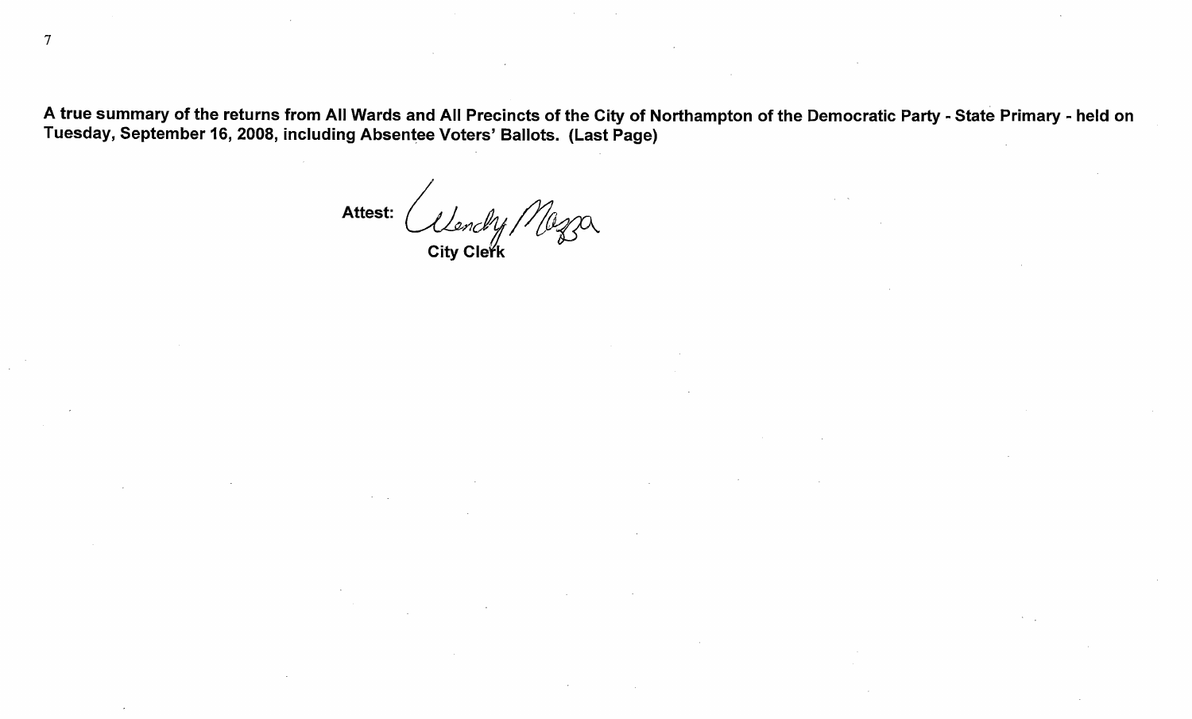**A true summary of the returns from All Wards and All Precincts of the City of Northampton of the Democratic Party - State Primary - held on Tuesday, September 16, 2008, including Absentee Voters' Ballots. (Last Page)**

**Attest:** Wendy Mazza
**City Clerk**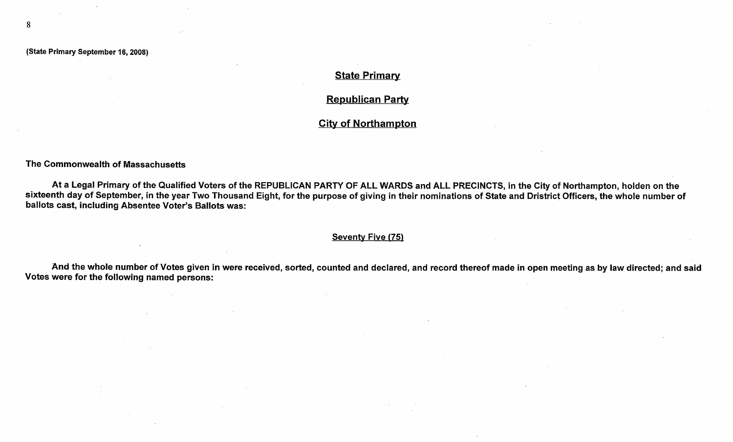(State Primary September 16, 2008)

## State Primary

## Republican Party

## City of Northampton

**The Commonwealth of Massachusetts**

**At a Legal Primary of the Qualified Voters of the REPUBLICAN PARTY OF ALL WARDS and ALL PRECINCTS, in the City of Northampton, holden on the sixteenth day of September, in the year Two Thousand Eight, for the purpose of giving in their nominations of State and Dristrict Officers, the whole number of ballots cast, including Absentee Voter's Ballots was:**

**Seventy Five (75)**

**And the whole number of Votes given in were received, sorted, counted and declared, and record thereof made in open meeting as by law directed; and said Votes were for the following named persons:**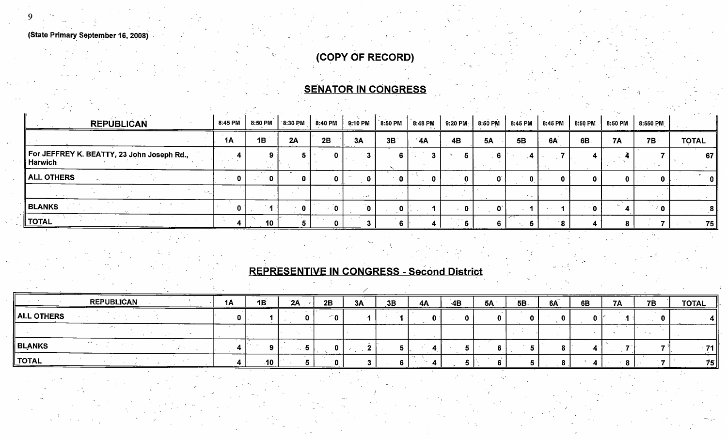(State Primary September 16, 2008)

## (COPY OF RECORD)

## SENATOR IN CONGRESS

| REPUBLICAN | 8:45 PM | 8:50 PM | 8:30 PM | 8:40 PM | 9:10 PM | 8:50 PM | 8:48 PM | 9:20 PM | 8:50 PM | 8:45 PM | 8:45 PM | 8:50 PM | 8:50 PM | 8:550 PM | |
|---|---|---|---|---|---|---|---|---|---|---|---|---|---|---|---|
| | 1A | 1B | 2A | 2B | 3A | 3B | 4A | 4B | 5A | 5B | 6A | 6B | 7A | 7B | TOTAL |
| For JEFFREY K. BEATTY, 23 John Joseph Rd., Harwich | 4 | 9 | 5 | 0 | 3 | 6 | 3 | 5 | 6 | 4 | 7 | 4 | 4 | 7 | 67 |
| ALL OTHERS | 0 | 0 | 0 | 0 | 0 | 0 | 0 | 0 | 0 | 0 | 0 | 0 | 0 | 0 | 0 |
| | | | | | | | | | | | | | | | |
| BLANKS | 0 | 1 | 0 | 0 | 0 | 0 | 1 | 0 | 0 | 1 | 1 | 0 | 4 | 0 | 8 |
| TOTAL | 4 | 10 | 5 | 0 | 3 | 6 | 4 | 5 | 6 | 5 | 8 | 4 | 8 | 7 | 75 |

## REPRESENTIVE IN CONGRESS - Second District

| REPUBLICAN | 1A | 1B | 2A | 2B | 3A | 3B | 4A | 4B | 5A | 5B | 6A | 6B | 7A | 7B | TOTAL |
|---|---|---|---|---|---|---|---|---|---|---|---|---|---|---|---|
| ALL OTHERS | 0 | 1 | 0 | 0 | 1 | 1 | 0 | 0 | 0 | 0 | 0 | 0 | 1 | 0 | 4 |
| | | | | | | | | | | | | | | | |
| BLANKS | 4 | 9 | 5 | 0 | 2 | 5 | 4 | 5 | 6 | 5 | 8 | 4 | 7 | 7 | 71 |
| TOTAL | 4 | 10 | 5 | 0 | 3 | 6 | 4 | 5 | 6 | 5 | 8 | 4 | 8 | 7 | 75 |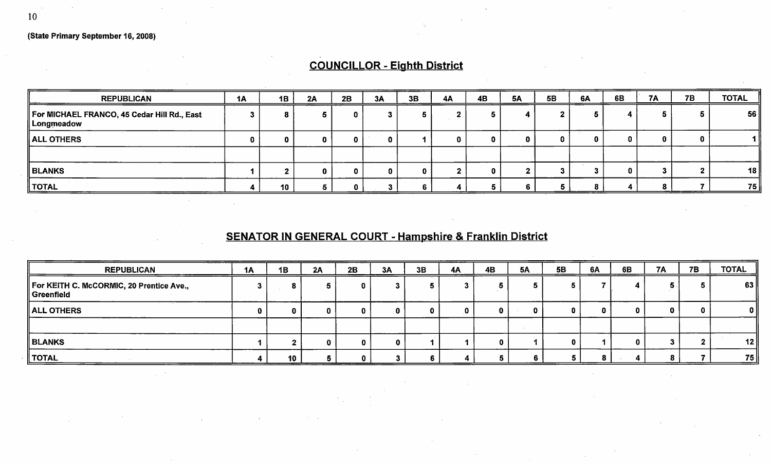(State Primary September 16, 2008)

## COUNCILLOR - Eighth District

| REPUBLICAN | 1A | 1B | 2A | 2B | 3A | 3B | 4A | 4B | 5A | 5B | 6A | 6B | 7A | 7B | TOTAL |
|---|---|---|---|---|---|---|---|---|---|---|---|---|---|---|---|
| For MICHAEL FRANCO, 45 Cedar Hill Rd., East Longmeadow | 3 | 8 | 5 | 0 | 3 | 5 | 2 | 5 | 4 | 2 | 5 | 4 | 5 | 5 | 56 |
| ALL OTHERS | 0 | 0 | 0 | 0 | 0 | 1 | 0 | 0 | 0 | 0 | 0 | 0 | 0 | 0 | 1 |
| | | | | | | | | | | | | | | | |
| BLANKS | 1 | 2 | 0 | 0 | 0 | 0 | 2 | 0 | 2 | 3 | 3 | 0 | 3 | 2 | 18 |
| TOTAL | 4 | 10 | 5 | 0 | 3 | 6 | 4 | 5 | 6 | 5 | 8 | 4 | 8 | 7 | 75 |

## SENATOR IN GENERAL COURT - Hampshire & Franklin District

| REPUBLICAN | 1A | 1B | 2A | 2B | 3A | 3B | 4A | 4B | 5A | 5B | 6A | 6B | 7A | 7B | TOTAL |
|---|---|---|---|---|---|---|---|---|---|---|---|---|---|---|---|
| For KEITH C. McCORMIC, 20 Prentice Ave., Greenfield | 3 | 8 | 5 | 0 | 3 | 5 | 3 | 5 | 5 | 5 | 7 | 4 | 5 | 5 | 63 |
| ALL OTHERS | 0 | 0 | 0 | 0 | 0 | 0 | 0 | 0 | 0 | 0 | 0 | 0 | 0 | 0 | 0 |
| | | | | | | | | | | | | | | | |
| BLANKS | 1 | 2 | 0 | 0 | 0 | 1 | 1 | 0 | 1 | 0 | 1 | 0 | 3 | 2 | 12 |
| TOTAL | 4 | 10 | 5 | 0 | 3 | 6 | 4 | 5 | 6 | 5 | 8 | 4 | 8 | 7 | 75 |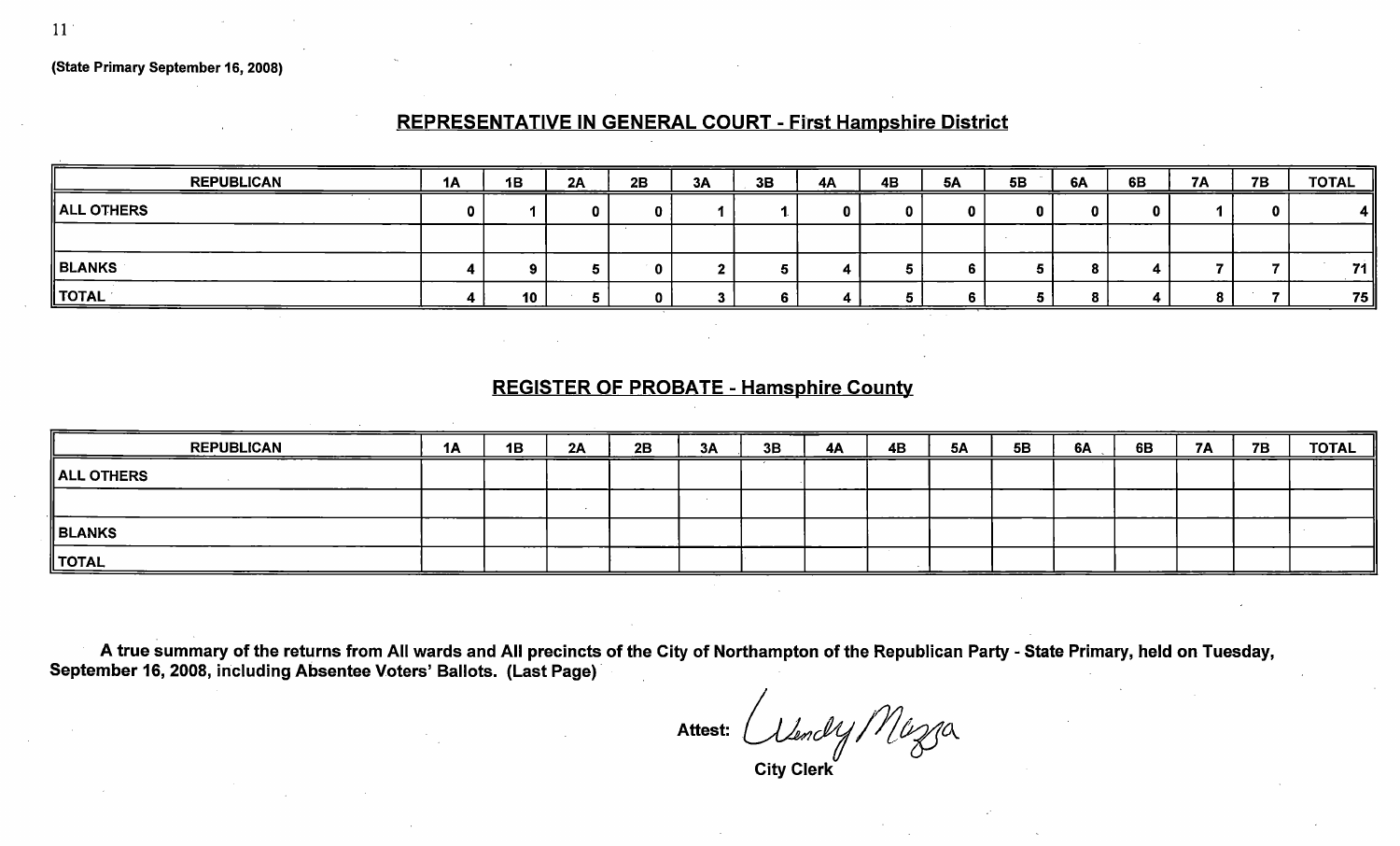(State Primary September 16, 2008)

## REPRESENTATIVE IN GENERAL COURT - First Hampshire District

| REPUBLICAN | 1A | 1B | 2A | 2B | 3A | 3B | 4A | 4B | 5A | 5B | 6A | 6B | 7A | 7B | TOTAL |
|---|---|---|---|---|---|---|---|---|---|---|---|---|---|---|---|
| ALL OTHERS | 0 | 1 | 0 | 0 | 1 | 1 | 0 | 0 | 0 | 0 | 0 | 0 | 1 | 0 | 4 |
| | | | | | | | | | | | | | | | |
| BLANKS | 4 | 9 | 5 | 0 | 2 | 5 | 4 | 5 | 6 | 5 | 8 | 4 | 7 | 7 | 71 |
| TOTAL | 4 | 10 | 5 | 0 | 3 | 6 | 4 | 5 | 6 | 5 | 8 | 4 | 8 | 7 | 75 |

## REGISTER OF PROBATE - Hamsphire County

| REPUBLICAN | 1A | 1B | 2A | 2B | 3A | 3B | 4A | 4B | 5A | 5B | 6A | 6B | 7A | 7B | TOTAL |
|---|---|---|---|---|---|---|---|---|---|---|---|---|---|---|---|
| ALL OTHERS | | | | | | | | | | | | | | | |
| | | | | | | | | | | | | | | | |
| BLANKS | | | | | | | | | | | | | | | |
| TOTAL | | | | | | | | | | | | | | | |

**A true summary of the returns from All wards and All precincts of the City of Northampton of the Republican Party - State Primary, held on Tuesday, September 16, 2008, including Absentee Voters' Ballots. (Last Page)**

**Attest:** Wendy Mazza

**City Clerk**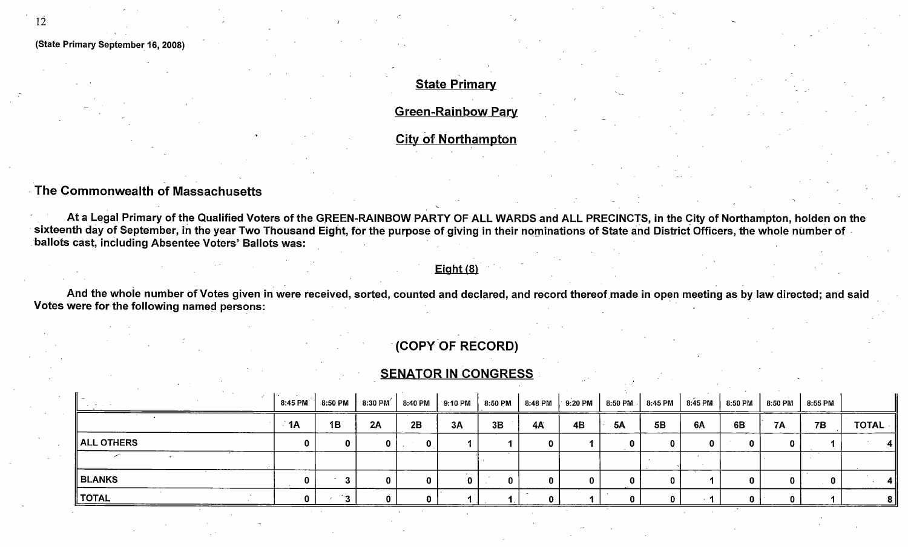(State Primary September 16, 2008)

## State Primary

## Green-Rainbow Pary

## City of Northampton

### The Commonwealth of Massachusetts

At a Legal Primary of the Qualified Voters of the GREEN-RAINBOW PARTY OF ALL WARDS and ALL PRECINCTS, in the City of Northampton, holden on the sixteenth day of September, in the year Two Thousand Eight, for the purpose of giving in their nominations of State and District Officers, the whole number of ballots cast, including Absentee Voters' Ballots was:

**Eight (8)**

And the whole number of Votes given in were received, sorted, counted and declared, and record thereof made in open meeting as by law directed; and said Votes were for the following named persons:

**(COPY OF RECORD)**

**SENATOR IN CONGRESS**

| | 8:45 PM | 8:50 PM | 8:30 PM | 8:40 PM | 9:10 PM | 8:50 PM | 8:48 PM | 9:20 PM | 8:50 PM | 8:45 PM | 8:45 PM | 8:50 PM | 8:50 PM | 8:55 PM | |
|---|---|---|---|---|---|---|---|---|---|---|---|---|---|---|---|
| | 1A | 1B | 2A | 2B | 3A | 3B | 4A | 4B | 5A | 5B | 6A | 6B | 7A | 7B | TOTAL |
| ALL OTHERS | 0 | 0 | 0 | 0 | 1 | 1 | 0 | 1 | 0 | 0 | 0 | 0 | 0 | 1 | 4 |
| | | | | | | | | | | | | | | | |
| BLANKS | 0 | 3 | 0 | 0 | 0 | 0 | 0 | 0 | 0 | 0 | 1 | 0 | 0 | 0 | 4 |
| TOTAL | 0 | 3 | 0 | 0 | 1 | 1 | 0 | 1 | 0 | 0 | 1 | 0 | 0 | 1 | 8 |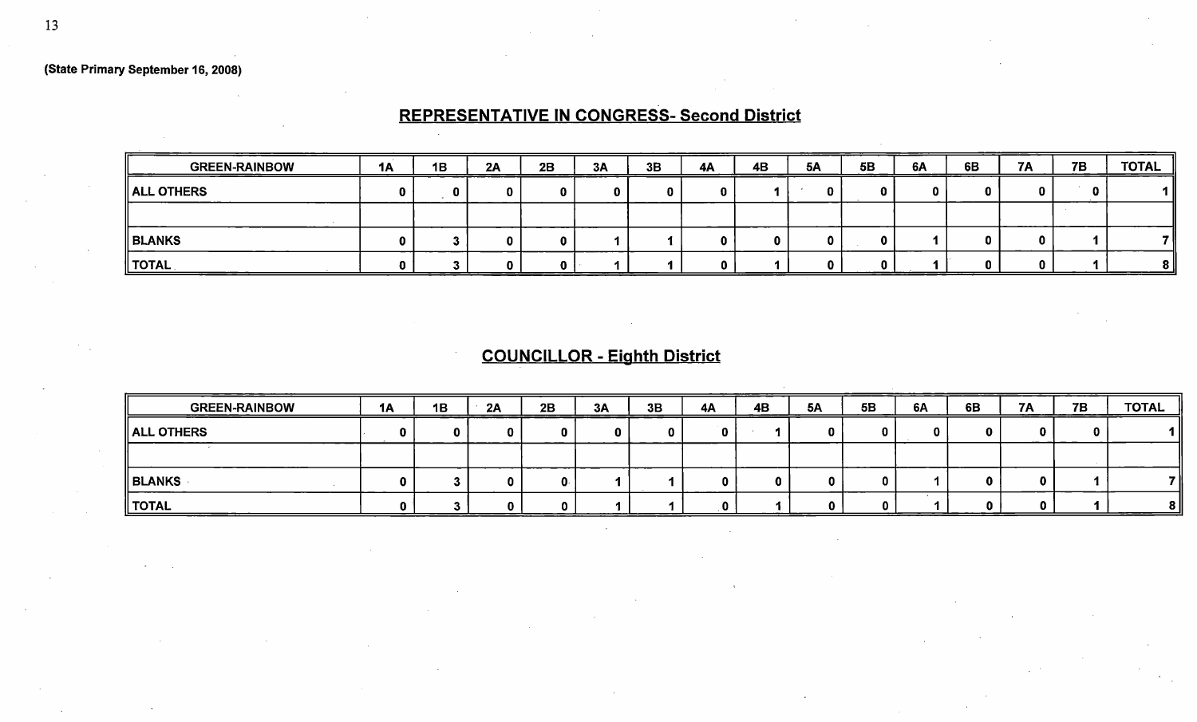(State Primary September 16, 2008)

## REPRESENTATIVE IN CONGRESS- Second District

| GREEN-RAINBOW | 1A | 1B | 2A | 2B | 3A | 3B | 4A | 4B | 5A | 5B | 6A | 6B | 7A | 7B | TOTAL |
|---|---|---|---|---|---|---|---|---|---|---|---|---|---|---|---|
| ALL OTHERS | 0 | 0 | 0 | 0 | 0 | 0 | 0 | 1 | 0 | 0 | 0 | 0 | 0 | 0 | 1 |
| | | | | | | | | | | | | | | | |
| BLANKS | 0 | 3 | 0 | 0 | 1 | 1 | 0 | 0 | 0 | 0 | 1 | 0 | 0 | 1 | 7 |
| TOTAL | 0 | 3 | 0 | 0 | 1 | 1 | 0 | 1 | 0 | 0 | 1 | 0 | 0 | 1 | 8 |

## COUNCILLOR - Eighth District

| GREEN-RAINBOW | 1A | 1B | 2A | 2B | 3A | 3B | 4A | 4B | 5A | 5B | 6A | 6B | 7A | 7B | TOTAL |
|---|---|---|---|---|---|---|---|---|---|---|---|---|---|---|---|
| ALL OTHERS | 0 | 0 | 0 | 0 | 0 | 0 | 0 | 1 | 0 | 0 | 0 | 0 | 0 | 0 | 1 |
| | | | | | | | | | | | | | | | |
| BLANKS | 0 | 3 | 0 | 0 | 1 | 1 | 0 | 0 | 0 | 0 | 1 | 0 | 0 | 1 | 7 |
| TOTAL | 0 | 3 | 0 | 0 | 1 | 1 | 0 | 1 | 0 | 0 | 1 | 0 | 0 | 1 | 8 |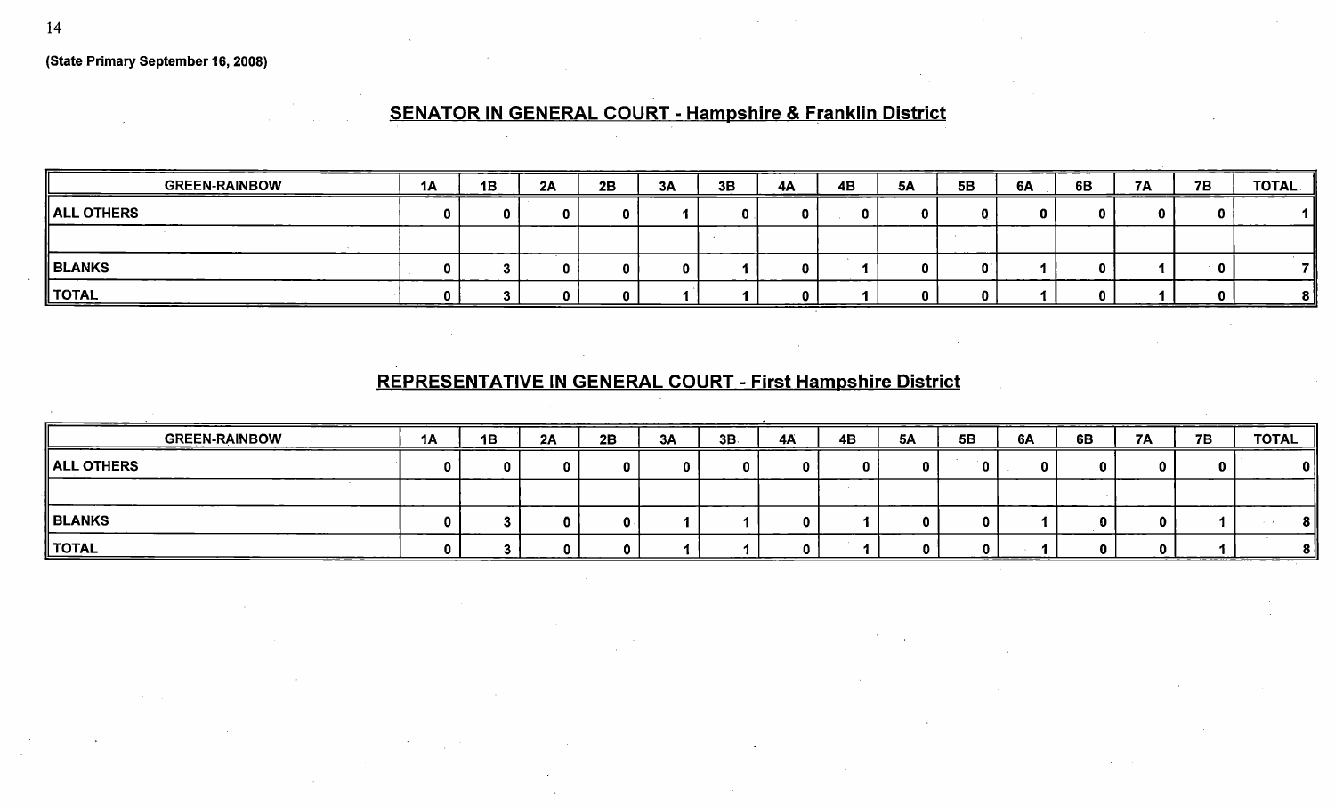(State Primary September 16, 2008)

## SENATOR IN GENERAL COURT - Hampshire & Franklin District

| GREEN-RAINBOW | 1A | 1B | 2A | 2B | 3A | 3B | 4A | 4B | 5A | 5B | 6A | 6B | 7A | 7B | TOTAL |
|---|---|---|---|---|---|---|---|---|---|---|---|---|---|---|---|
| ALL OTHERS | 0 | 0 | 0 | 0 | 1 | 0 | 0 | 0 | 0 | 0 | 0 | 0 | 0 | 0 | 1 |
| | | | | | | | | | | | | | | | |
| BLANKS | 0 | 3 | 0 | 0 | 0 | 1 | 0 | 1 | 0 | 0 | 1 | 0 | 1 | 0 | 7 |
| TOTAL | 0 | 3 | 0 | 0 | 1 | 1 | 0 | 1 | 0 | 0 | 1 | 0 | 1 | 0 | 8 |

## REPRESENTATIVE IN GENERAL COURT - First Hampshire District

| GREEN-RAINBOW | 1A | 1B | 2A | 2B | 3A | 3B | 4A | 4B | 5A | 5B | 6A | 6B | 7A | 7B | TOTAL |
|---|---|---|---|---|---|---|---|---|---|---|---|---|---|---|---|
| ALL OTHERS | 0 | 0 | 0 | 0 | 0 | 0 | 0 | 0 | 0 | 0 | 0 | 0 | 0 | 0 | 0 |
| | | | | | | | | | | | | | | | |
| BLANKS | 0 | 3 | 0 | 0 | 1 | 1 | 0 | 1 | 0 | 0 | 1 | 0 | 0 | 1 | 8 |
| TOTAL | 0 | 3 | 0 | 0 | 1 | 1 | 0 | 1 | 0 | 0 | 1 | 0 | 0 | 1 | 8 |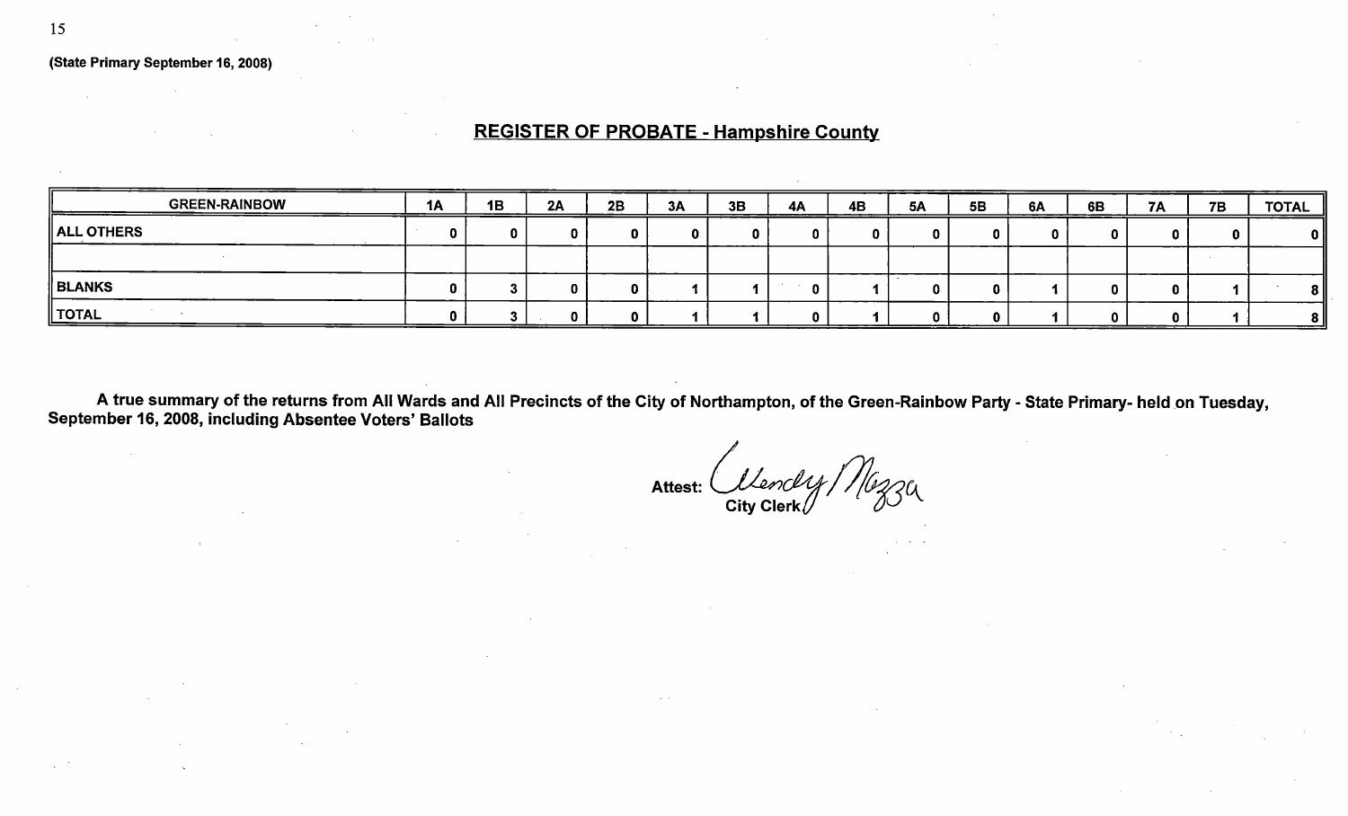(State Primary September 16, 2008)

## REGISTER OF PROBATE - Hampshire County

| GREEN-RAINBOW | 1A | 1B | 2A | 2B | 3A | 3B | 4A | 4B | 5A | 5B | 6A | 6B | 7A | 7B | TOTAL |
|---|---|---|---|---|---|---|---|---|---|---|---|---|---|---|---|
| ALL OTHERS | 0 | 0 | 0 | 0 | 0 | 0 | 0 | 0 | 0 | 0 | 0 | 0 | 0 | 0 | 0 |
| | | | | | | | | | | | | | | | |
| BLANKS | 0 | 3 | 0 | 0 | 1 | 1 | 0 | 1 | 0 | 0 | 1 | 0 | 0 | 1 | 8 |
| TOTAL | 0 | 3 | 0 | 0 | 1 | 1 | 0 | 1 | 0 | 0 | 1 | 0 | 0 | 1 | 8 |

**A true summary of the returns from All Wards and All Precincts of the City of Northampton, of the Green-Rainbow Party - State Primary- held on Tuesday, September 16, 2008, including Absentee Voters' Ballots**

**Attest:** Wendy Mazza
**City Clerk**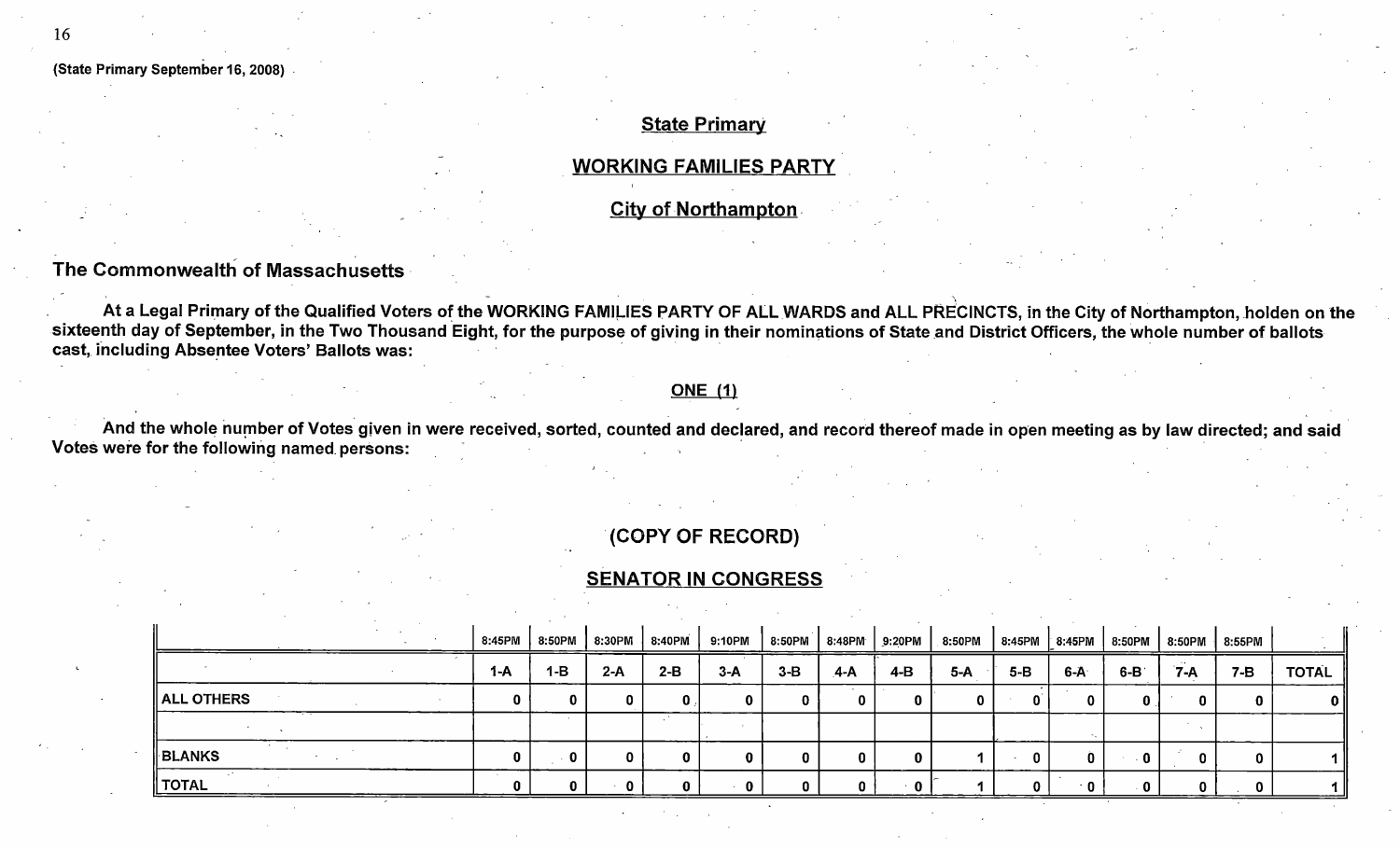(State Primary September 16, 2008)

## State Primary

## WORKING FAMILIES PARTY

## City of Northampton

### The Commonwealth of Massachusetts

**At a Legal Primary of the Qualified Voters of the WORKING FAMILIES PARTY OF ALL WARDS and ALL PRECINCTS, in the City of Northampton, holden on the sixteenth day of September, in the Two Thousand Eight, for the purpose of giving in their nominations of State and District Officers, the whole number of ballots cast, including Absentee Voters' Ballots was:**

**ONE (1)**

**And the whole number of Votes given in were received, sorted, counted and declared, and record thereof made in open meeting as by law directed; and said Votes were for the following named persons:**

**(COPY OF RECORD)**

## SENATOR IN CONGRESS

| | 8:45PM | 8:50PM | 8:30PM | 8:40PM | 9:10PM | 8:50PM | 8:48PM | 9:20PM | 8:50PM | 8:45PM | 8:45PM | 8:50PM | 8:50PM | 8:55PM | |
|---|---|---|---|---|---|---|---|---|---|---|---|---|---|---|---|
| | 1-A | 1-B | 2-A | 2-B | 3-A | 3-B | 4-A | 4-B | 5-A | 5-B | 6-A | 6-B | 7-A | 7-B | TOTAL |
| ALL OTHERS | 0 | 0 | 0 | 0 | 0 | 0 | 0 | 0 | 0 | 0 | 0 | 0 | 0 | 0 | 0 |
| | | | | | | | | | | | | | | | |
| BLANKS | 0 | 0 | 0 | 0 | 0 | 0 | 0 | 0 | 1 | 0 | 0 | 0 | 0 | 0 | 1 |
| TOTAL | 0 | 0 | 0 | 0 | 0 | 0 | 0 | 0 | 1 | 0 | 0 | 0 | 0 | 0 | 1 |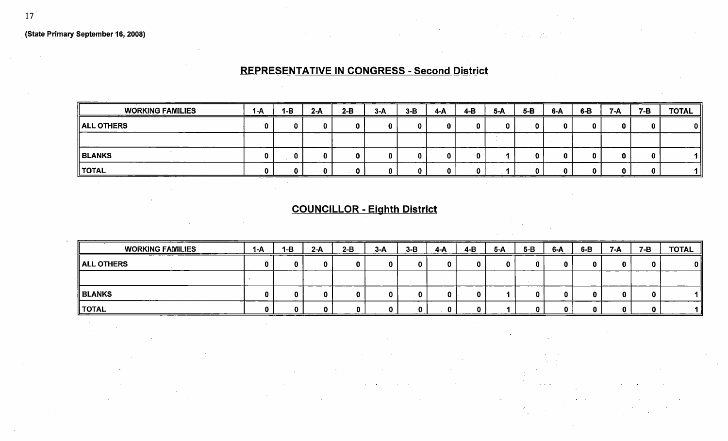(State Primary September 16, 2008)

## REPRESENTATIVE IN CONGRESS - Second District

| WORKING FAMILIES | 1-A | 1-B | 2-A | 2-B | 3-A | 3-B | 4-A | 4-B | 5-A | 5-B | 6-A | 6-B | 7-A | 7-B | TOTAL |
|---|---|---|---|---|---|---|---|---|---|---|---|---|---|---|---|
| ALL OTHERS | 0 | 0 | 0 | 0 | 0 | 0 | 0 | 0 | 0 | 0 | 0 | 0 | 0 | 0 | 0 |
| | | | | | | | | | | | | | | | |
| BLANKS | 0 | 0 | 0 | 0 | 0 | 0 | 0 | 0 | 1 | 0 | 0 | 0 | 0 | 0 | 1 |
| TOTAL | 0 | 0 | 0 | 0 | 0 | 0 | 0 | 0 | 1 | 0 | 0 | 0 | 0 | 0 | 1 |

## COUNCILLOR - Eighth District

| WORKING FAMILIES | 1-A | 1-B | 2-A | 2-B | 3-A | 3-B | 4-A | 4-B | 5-A | 5-B | 6-A | 6-B | 7-A | 7-B | TOTAL |
|---|---|---|---|---|---|---|---|---|---|---|---|---|---|---|---|
| ALL OTHERS | 0 | 0 | 0 | 0 | 0 | 0 | 0 | 0 | 0 | 0 | 0 | 0 | 0 | 0 | 0 |
| | | | | | | | | | | | | | | | |
| BLANKS | 0 | 0 | 0 | 0 | 0 | 0 | 0 | 0 | 1 | 0 | 0 | 0 | 0 | 0 | 1 |
| TOTAL | 0 | 0 | 0 | 0 | 0 | 0 | 0 | 0 | 1 | 0 | 0 | 0 | 0 | 0 | 1 |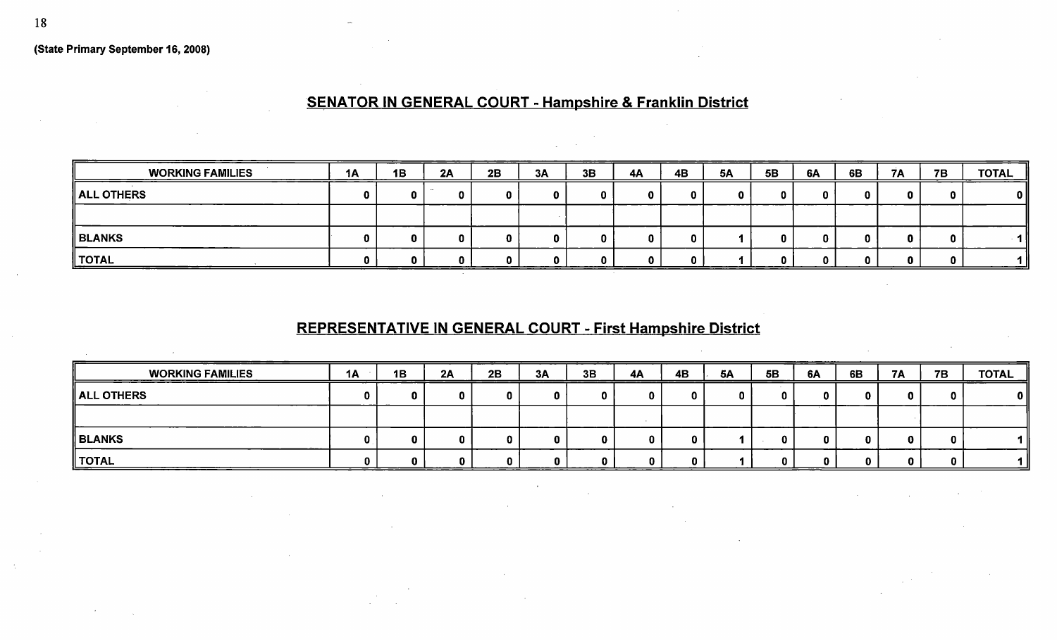(State Primary September 16, 2008)

## SENATOR IN GENERAL COURT - Hampshire & Franklin District

| WORKING FAMILIES | 1A | 1B | 2A | 2B | 3A | 3B | 4A | 4B | 5A | 5B | 6A | 6B | 7A | 7B | TOTAL |
|---|---|---|---|---|---|---|---|---|---|---|---|---|---|---|---|
| ALL OTHERS | 0 | 0 | 0 | 0 | 0 | 0 | 0 | 0 | 0 | 0 | 0 | 0 | 0 | 0 | 0 |
| | | | | | | | | | | | | | | | |
| BLANKS | 0 | 0 | 0 | 0 | 0 | 0 | 0 | 0 | 1 | 0 | 0 | 0 | 0 | 0 | 1 |
| TOTAL | 0 | 0 | 0 | 0 | 0 | 0 | 0 | 0 | 1 | 0 | 0 | 0 | 0 | 0 | 1 |

## REPRESENTATIVE IN GENERAL COURT - First Hampshire District

| WORKING FAMILIES | 1A | 1B | 2A | 2B | 3A | 3B | 4A | 4B | 5A | 5B | 6A | 6B | 7A | 7B | TOTAL |
|---|---|---|---|---|---|---|---|---|---|---|---|---|---|---|---|
| ALL OTHERS | 0 | 0 | 0 | 0 | 0 | 0 | 0 | 0 | 0 | 0 | 0 | 0 | 0 | 0 | 0 |
| | | | | | | | | | | | | | | | |
| BLANKS | 0 | 0 | 0 | 0 | 0 | 0 | 0 | 0 | 1 | 0 | 0 | 0 | 0 | 0 | 1 |
| TOTAL | 0 | 0 | 0 | 0 | 0 | 0 | 0 | 0 | 1 | 0 | 0 | 0 | 0 | 0 | 1 |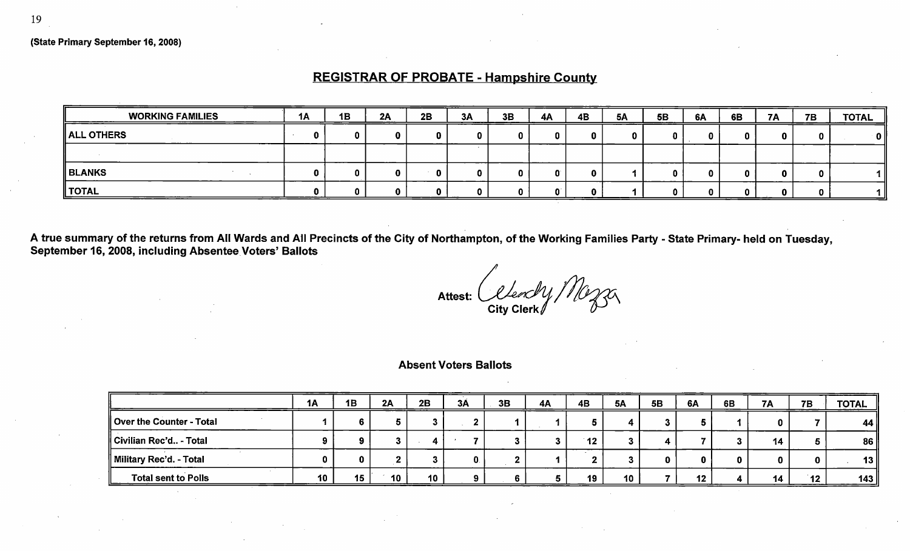(State Primary September 16, 2008)

## REGISTRAR OF PROBATE - Hampshire County

| WORKING FAMILIES | 1A | 1B | 2A | 2B | 3A | 3B | 4A | 4B | 5A | 5B | 6A | 6B | 7A | 7B | TOTAL |
|---|---|---|---|---|---|---|---|---|---|---|---|---|---|---|---|
| ALL OTHERS | 0 | 0 | 0 | 0 | 0 | 0 | 0 | 0 | 0 | 0 | 0 | 0 | 0 | 0 | 0 |
| | | | | | | | | | | | | | | | |
| BLANKS | 0 | 0 | 0 | 0 | 0 | 0 | 0 | 0 | 1 | 0 | 0 | 0 | 0 | 0 | 1 |
| TOTAL | 0 | 0 | 0 | 0 | 0 | 0 | 0 | 0 | 1 | 0 | 0 | 0 | 0 | 0 | 1 |

**A true summary of the returns from All Wards and All Precincts of the City of Northampton, of the Working Families Party - State Primary- held on Tuesday, September 16, 2008, including Absentee Voters' Ballots**

**Attest:** Wendy Mazza
**City Clerk**

### Absent Voters Ballots

| | 1A | 1B | 2A | 2B | 3A | 3B | 4A | 4B | 5A | 5B | 6A | 6B | 7A | 7B | TOTAL |
|---|---|---|---|---|---|---|---|---|---|---|---|---|---|---|---|
| Over the Counter - Total | 1 | 6 | 5 | 3 | 2 | 1 | 1 | 5 | 4 | 3 | 5 | 1 | 0 | 7 | 44 |
| Civilian Rec'd.. - Total | 9 | 9 | 3 | 4 | 7 | 3 | 3 | 12 | 3 | 4 | 7 | 3 | 14 | 5 | 86 |
| Military Rec'd. - Total | 0 | 0 | 2 | 3 | 0 | 2 | 1 | 2 | 3 | 0 | 0 | 0 | 0 | 0 | 13 |
| Total sent to Polls | 10 | 15 | 10 | 10 | 9 | 6 | 5 | 19 | 10 | 7 | 12 | 4 | 14 | 12 | 143 |